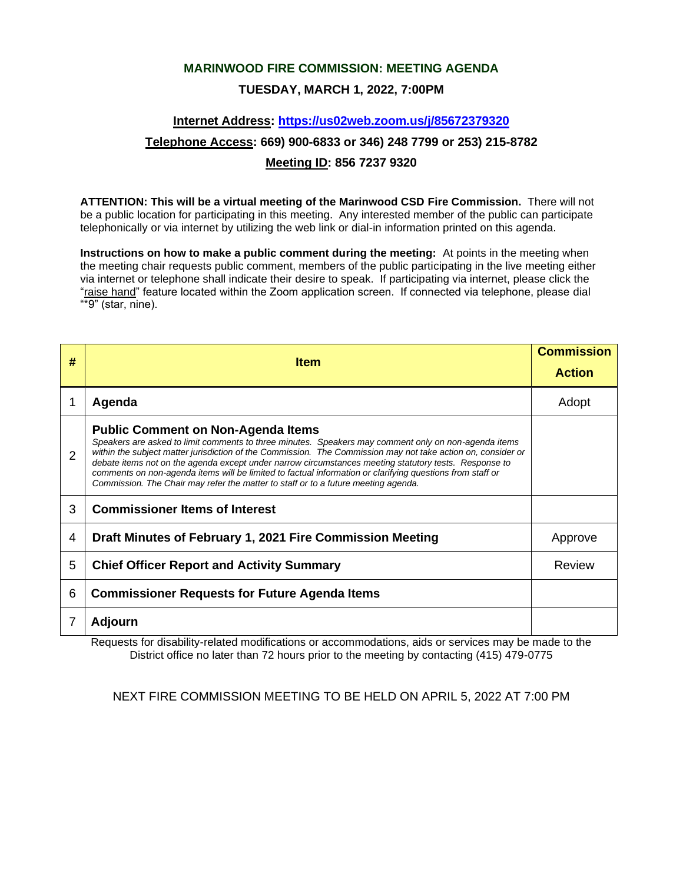# MARINWOOD FIRE COMMISSION: MEETING AGENDA

## TUESDAY, MARCH 1, 2022, 7:00PM

**Internet Address: https://us02web.zoom.us/j/85672379320**

**Telephone Access: 669) 900-6833 or 346) 248 7799 or 253) 215-8782**

**Meeting ID: 856 7237 9320**

**ATTENTION: This will be a virtual meeting of the Marinwood CSD Fire Commission.** There will not be a public location for participating in this meeting. Any interested member of the public can participate telephonically or via internet by utilizing the web link or dial-in information printed on this agenda.

**Instructions on how to make a public comment during the meeting:** At points in the meeting when the meeting chair requests public comment, members of the public participating in the live meeting either via internet or telephone shall indicate their desire to speak. If participating via internet, please click the "raise hand" feature located within the Zoom application screen. If connected via telephone, please dial "*9" (star, nine).

| # | Item | Commission Action |
|---|---|---|
| 1 | **Agenda** | Adopt |
| 2 | **Public Comment on Non-Agenda Items** *Speakers are asked to limit comments to three minutes. Speakers may comment only on non-agenda items within the subject matter jurisdiction of the Commission. The Commission may not take action on, consider or debate items not on the agenda except under narrow circumstances meeting statutory tests. Response to comments on non-agenda items will be limited to factual information or clarifying questions from staff or Commission. The Chair may refer the matter to staff or to a future meeting agenda.* | |
| 3 | **Commissioner Items of Interest** | |
| 4 | **Draft Minutes of February 1, 2021 Fire Commission Meeting** | Approve |
| 5 | **Chief Officer Report and Activity Summary** | Review |
| 6 | **Commissioner Requests for Future Agenda Items** | |
| 7 | **Adjourn** | |

Requests for disability-related modifications or accommodations, aids or services may be made to the District office no later than 72 hours prior to the meeting by contacting (415) 479-0775

NEXT FIRE COMMISSION MEETING TO BE HELD ON APRIL 5, 2022 AT 7:00 PM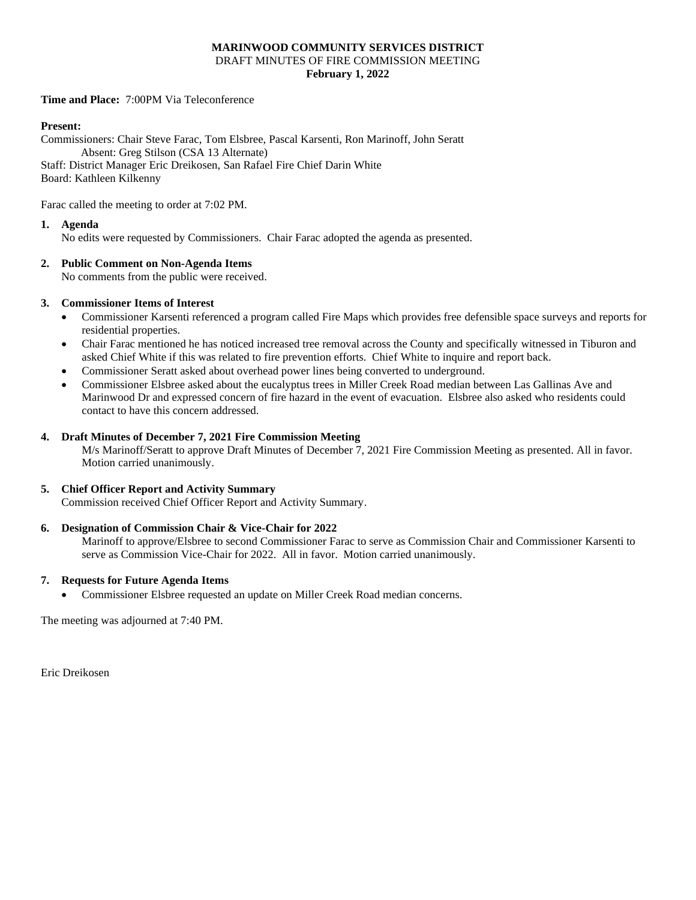**MARINWOOD COMMUNITY SERVICES DISTRICT**
DRAFT MINUTES OF FIRE COMMISSION MEETING
**February 1, 2022**

**Time and Place:** 7:00PM Via Teleconference

**Present:**
Commissioners: Chair Steve Farac, Tom Elsbree, Pascal Karsenti, Ron Marinoff, John Seratt
Absent: Greg Stilson (CSA 13 Alternate)
Staff: District Manager Eric Dreikosen, San Rafael Fire Chief Darin White
Board: Kathleen Kilkenny

Farac called the meeting to order at 7:02 PM.

**1. Agenda**
No edits were requested by Commissioners. Chair Farac adopted the agenda as presented.

**2. Public Comment on Non-Agenda Items**
No comments from the public were received.

**3. Commissioner Items of Interest**

- Commissioner Karsenti referenced a program called Fire Maps which provides free defensible space surveys and reports for residential properties.
- Chair Farac mentioned he has noticed increased tree removal across the County and specifically witnessed in Tiburon and asked Chief White if this was related to fire prevention efforts. Chief White to inquire and report back.
- Commissioner Seratt asked about overhead power lines being converted to underground.
- Commissioner Elsbree asked about the eucalyptus trees in Miller Creek Road median between Las Gallinas Ave and Marinwood Dr and expressed concern of fire hazard in the event of evacuation. Elsbree also asked who residents could contact to have this concern addressed.

**4. Draft Minutes of December 7, 2021 Fire Commission Meeting**
M/s Marinoff/Seratt to approve Draft Minutes of December 7, 2021 Fire Commission Meeting as presented. All in favor. Motion carried unanimously.

**5. Chief Officer Report and Activity Summary**
Commission received Chief Officer Report and Activity Summary.

**6. Designation of Commission Chair & Vice-Chair for 2022**
Marinoff to approve/Elsbree to second Commissioner Farac to serve as Commission Chair and Commissioner Karsenti to serve as Commission Vice-Chair for 2022. All in favor. Motion carried unanimously.

**7. Requests for Future Agenda Items**

- Commissioner Elsbree requested an update on Miller Creek Road median concerns.

The meeting was adjourned at 7:40 PM.

Eric Dreikosen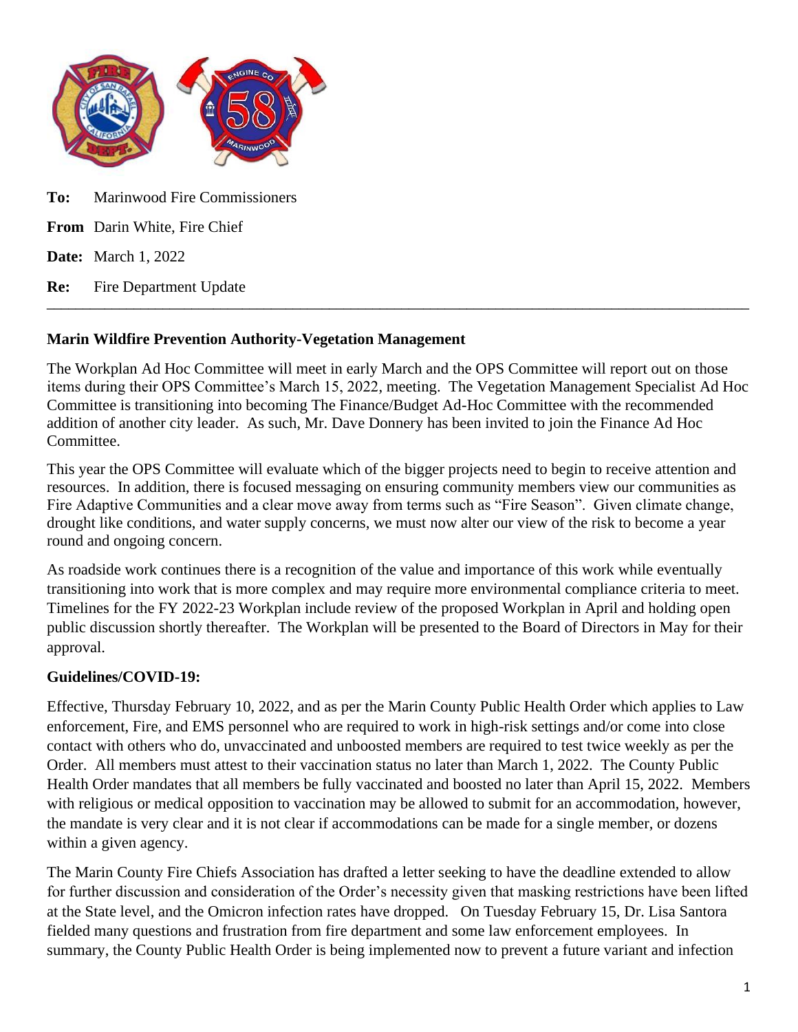**To:** Marinwood Fire Commissioners

**From** Darin White, Fire Chief

**Date:** March 1, 2022

**Re:** Fire Department Update

---

**Marin Wildfire Prevention Authority-Vegetation Management**

The Workplan Ad Hoc Committee will meet in early March and the OPS Committee will report out on those items during their OPS Committee's March 15, 2022, meeting. The Vegetation Management Specialist Ad Hoc Committee is transitioning into becoming The Finance/Budget Ad-Hoc Committee with the recommended addition of another city leader. As such, Mr. Dave Donnery has been invited to join the Finance Ad Hoc Committee.

This year the OPS Committee will evaluate which of the bigger projects need to begin to receive attention and resources. In addition, there is focused messaging on ensuring community members view our communities as Fire Adaptive Communities and a clear move away from terms such as "Fire Season". Given climate change, drought like conditions, and water supply concerns, we must now alter our view of the risk to become a year round and ongoing concern.

As roadside work continues there is a recognition of the value and importance of this work while eventually transitioning into work that is more complex and may require more environmental compliance criteria to meet. Timelines for the FY 2022-23 Workplan include review of the proposed Workplan in April and holding open public discussion shortly thereafter. The Workplan will be presented to the Board of Directors in May for their approval.

**Guidelines/COVID-19:**

Effective, Thursday February 10, 2022, and as per the Marin County Public Health Order which applies to Law enforcement, Fire, and EMS personnel who are required to work in high-risk settings and/or come into close contact with others who do, unvaccinated and unboosted members are required to test twice weekly as per the Order. All members must attest to their vaccination status no later than March 1, 2022. The County Public Health Order mandates that all members be fully vaccinated and boosted no later than April 15, 2022. Members with religious or medical opposition to vaccination may be allowed to submit for an accommodation, however, the mandate is very clear and it is not clear if accommodations can be made for a single member, or dozens within a given agency.

The Marin County Fire Chiefs Association has drafted a letter seeking to have the deadline extended to allow for further discussion and consideration of the Order's necessity given that masking restrictions have been lifted at the State level, and the Omicron infection rates have dropped. On Tuesday February 15, Dr. Lisa Santora fielded many questions and frustration from fire department and some law enforcement employees. In summary, the County Public Health Order is being implemented now to prevent a future variant and infection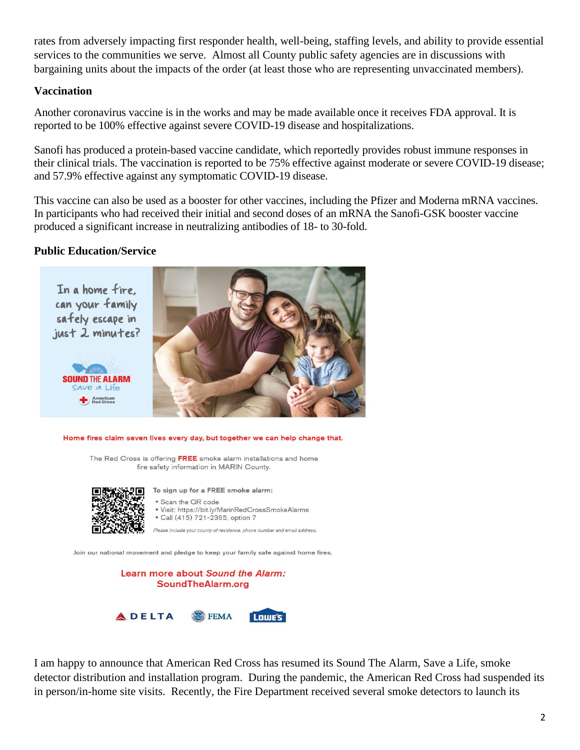rates from adversely impacting first responder health, well-being, staffing levels, and ability to provide essential services to the communities we serve. Almost all County public safety agencies are in discussions with bargaining units about the impacts of the order (at least those who are representing unvaccinated members).

### Vaccination

Another coronavirus vaccine is in the works and may be made available once it receives FDA approval. It is reported to be 100% effective against severe COVID-19 disease and hospitalizations.

Sanofi has produced a protein-based vaccine candidate, which reportedly provides robust immune responses in their clinical trials. The vaccination is reported to be 75% effective against moderate or severe COVID-19 disease; and 57.9% effective against any symptomatic COVID-19 disease.

This vaccine can also be used as a booster for other vaccines, including the Pfizer and Moderna mRNA vaccines. In participants who had received their initial and second doses of an mRNA the Sanofi-GSK booster vaccine produced a significant increase in neutralizing antibodies of 18- to 30-fold.

### Public Education/Service

In a home fire, can your family safely escape in just 2 minutes?

SOUND THE ALARM
Save a Life
American Red Cross

Home fires claim seven lives every day, but together we can help change that.

The Red Cross is offering **FREE** smoke alarm installations and home fire safety information in MARIN County.

To sign up for a FREE smoke alarm:

- Scan the QR code
- Visit: https://bit.ly/MarinRedCrossSmokeAlarms
- Call (415) 721-2365, option 7

*Please include your county of residence, phone number and email address.*

Join our national movement and pledge to keep your family safe against home fires.

Learn more about *Sound the Alarm:*
SoundTheAlarm.org

DELTA FEMA LOWE'S

I am happy to announce that American Red Cross has resumed its Sound The Alarm, Save a Life, smoke detector distribution and installation program. During the pandemic, the American Red Cross had suspended its in person/in-home site visits. Recently, the Fire Department received several smoke detectors to launch its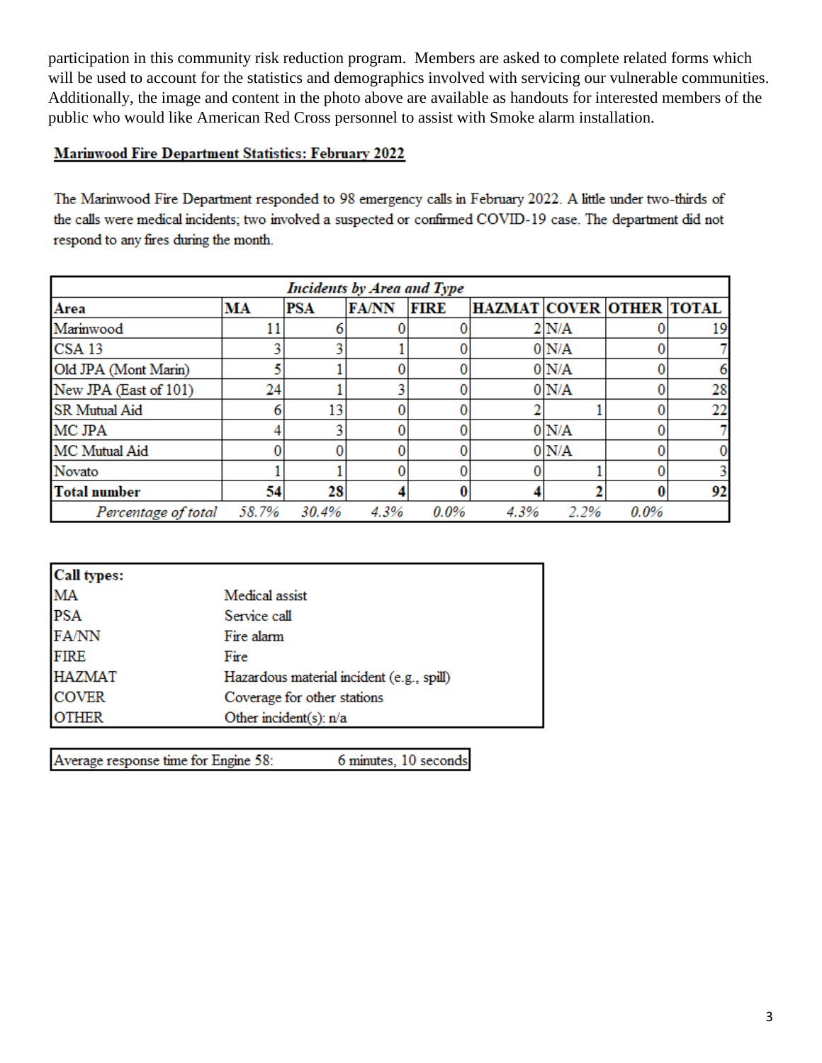participation in this community risk reduction program. Members are asked to complete related forms which will be used to account for the statistics and demographics involved with servicing our vulnerable communities. Additionally, the image and content in the photo above are available as handouts for interested members of the public who would like American Red Cross personnel to assist with Smoke alarm installation.

**Marinwood Fire Department Statistics: February 2022**

The Marinwood Fire Department responded to 98 emergency calls in February 2022. A little under two-thirds of the calls were medical incidents; two involved a suspected or confirmed COVID-19 case. The department did not respond to any fires during the month.

| *Incidents by Area and Type* | | | | | | | | |
|---|---|---|---|---|---|---|---|---|
| **Area** | **MA** | **PSA** | **FA/NN** | **FIRE** | **HAZMAT** | **COVER** | **OTHER** | **TOTAL** |
| Marinwood | 11 | 6 | 0 | 0 | 2 | N/A | 0 | 19 |
| CSA 13 | 3 | 3 | 1 | 0 | 0 | N/A | 0 | 7 |
| Old JPA (Mont Marin) | 5 | 1 | 0 | 0 | 0 | N/A | 0 | 6 |
| New JPA (East of 101) | 24 | 1 | 3 | 0 | 0 | N/A | 0 | 28 |
| SR Mutual Aid | 6 | 13 | 0 | 0 | 2 | 1 | 0 | 22 |
| MC JPA | 4 | 3 | 0 | 0 | 0 | N/A | 0 | 7 |
| MC Mutual Aid | 0 | 0 | 0 | 0 | 0 | N/A | 0 | 0 |
| Novato | 1 | 1 | 0 | 0 | 0 | 1 | 0 | 3 |
| **Total number** | **54** | **28** | **4** | **0** | **4** | **2** | **0** | **92** |
| *Percentage of total* | *58.7%* | *30.4%* | *4.3%* | *0.0%* | *4.3%* | *2.2%* | *0.0%* | |

| **Call types:** | |
|---|---|
| MA | Medical assist |
| PSA | Service call |
| FA/NN | Fire alarm |
| FIRE | Fire |
| HAZMAT | Hazardous material incident (e.g., spill) |
| COVER | Coverage for other stations |
| OTHER | Other incident(s): n/a |

| | |
|---|---|
| Average response time for Engine 58: | 6 minutes, 10 seconds |